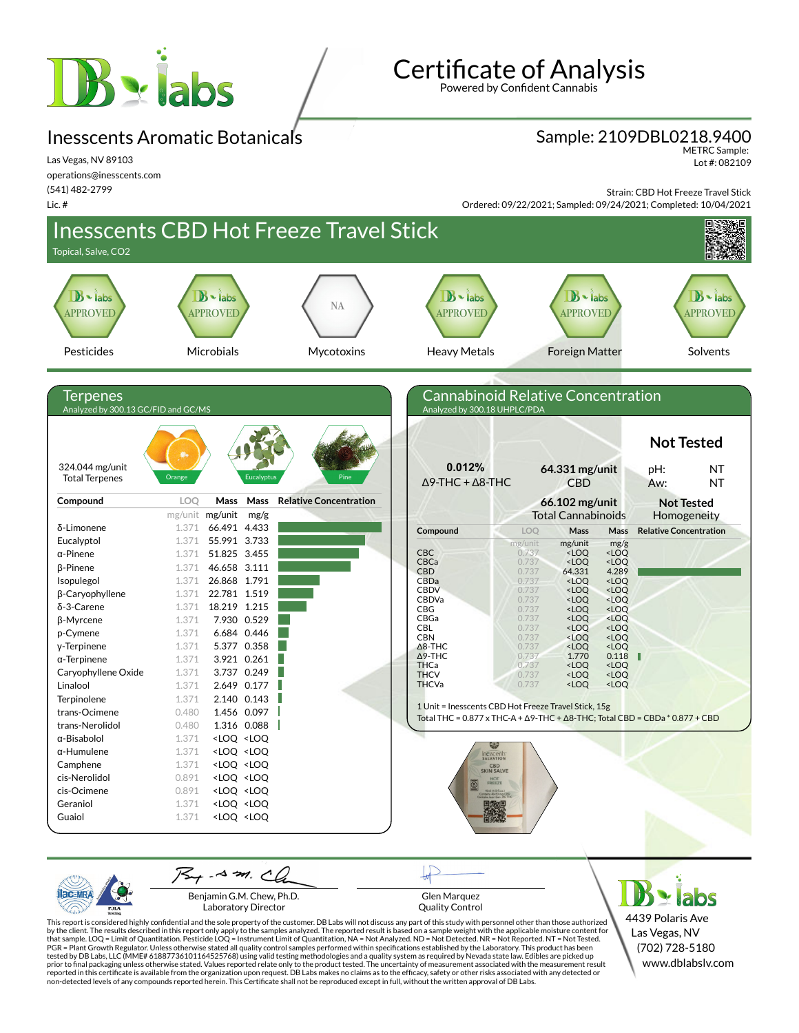# Certificate of Analysis

Powered by Confident Cannabis

## Inesscents Aromatic Botanicals

Las Vegas, NV 89103
operations@inesscents.com
(541) 482-2799
Lic. #

**Sample: 2109DBL0218.9400**
METRC Sample:
Lot #: 082109

Strain: CBD Hot Freeze Travel Stick
Ordered: 09/22/2021; Sampled: 09/24/2021; Completed: 10/04/2021

## Inesscents CBD Hot Freeze Travel Stick

Topical, Salve, CO2

| Pesticides | Microbials | Mycotoxins | Heavy Metals | Foreign Matter | Solvents |
|---|---|---|---|---|---|
| APPROVED | APPROVED | NA | APPROVED | APPROVED | APPROVED |

## Terpenes

Analyzed by 300.13 GC/FID and GC/MS

324.044 mg/unit
Total Terpenes

Orange · Eucalyptus · Pine

| Compound | LOQ | Mass | Mass | Relative Concentration |
|---|---|---|---|---|
| | mg/unit | mg/unit | mg/g | |
| δ-Limonene | 1.371 | 66.491 | 4.433 | |
| Eucalyptol | 1.371 | 55.991 | 3.733 | |
| α-Pinene | 1.371 | 51.825 | 3.455 | |
| β-Pinene | 1.371 | 46.658 | 3.111 | |
| Isopulegol | 1.371 | 26.868 | 1.791 | |
| β-Caryophyllene | 1.371 | 22.781 | 1.519 | |
| δ-3-Carene | 1.371 | 18.219 | 1.215 | |
| β-Myrcene | 1.371 | 7.930 | 0.529 | |
| p-Cymene | 1.371 | 6.684 | 0.446 | |
| γ-Terpinene | 1.371 | 5.377 | 0.358 | |
| α-Terpinene | 1.371 | 3.921 | 0.261 | |
| Caryophyllene Oxide | 1.371 | 3.737 | 0.249 | |
| Linalool | 1.371 | 2.649 | 0.177 | |
| Terpinolene | 1.371 | 2.140 | 0.143 | |
| trans-Ocimene | 0.480 | 1.456 | 0.097 | |
| trans-Nerolidol | 0.480 | 1.316 | 0.088 | |
| α-Bisabolol | 1.371 | <LOQ | <LOQ | |
| α-Humulene | 1.371 | <LOQ | <LOQ | |
| Camphene | 1.371 | <LOQ | <LOQ | |
| cis-Nerolidol | 0.891 | <LOQ | <LOQ | |
| cis-Ocimene | 0.891 | <LOQ | <LOQ | |
| Geraniol | 1.371 | <LOQ | <LOQ | |
| Guaiol | 1.371 | <LOQ | <LOQ | |

## Cannabinoid Relative Concentration

Analyzed by 300.18 UHPLC/PDA

**0.012%**
Δ9-THC + Δ8-THC

**64.331 mg/unit**
CBD

**66.102 mg/unit**
Total Cannabinoids

**Not Tested**
pH: NT
Aw: NT

**Not Tested**
Homogeneity

| Compound | LOQ | Mass | Mass | Relative Concentration |
|---|---|---|---|---|
| | mg/unit | mg/unit | mg/g | |
| CBC | 0.737 | <LOQ | <LOQ | |
| CBCa | 0.737 | <LOQ | <LOQ | |
| CBD | 0.737 | 64.331 | 4.289 | |
| CBDa | 0.737 | <LOQ | <LOQ | |
| CBDV | 0.737 | <LOQ | <LOQ | |
| CBDVa | 0.737 | <LOQ | <LOQ | |
| CBG | 0.737 | <LOQ | <LOQ | |
| CBGa | 0.737 | <LOQ | <LOQ | |
| CBL | 0.737 | <LOQ | <LOQ | |
| CBN | 0.737 | <LOQ | <LOQ | |
| Δ8-THC | 0.737 | <LOQ | <LOQ | |
| Δ9-THC | 0.737 | 1.770 | 0.118 | |
| THCa | 0.737 | <LOQ | <LOQ | |
| THCV | 0.737 | <LOQ | <LOQ | |
| THCVa | 0.737 | <LOQ | <LOQ | |

1 Unit = Inesscents CBD Hot Freeze Travel Stick, 15g
Total THC = 0.877 x THC-A + Δ9-THC + Δ8-THC; Total CBD = CBDa * 0.877 + CBD

Benjamin G.M. Chew, Ph.D.
Laboratory Director

Glen Marquez
Quality Control

4439 Polaris Ave
Las Vegas, NV
(702) 728-5180
www.dblabslv.com

This report is considered highly confidential and the sole property of the customer. DB Labs will not discuss any part of this study with personnel other than those authorized by the client. The results described in this report only apply to the samples analyzed. The reported result is based on a sample weight with the applicable moisture content for that sample. LOQ = Limit of Quantitation. Pesticide LOQ = Instrument Limit of Quantitation, NA = Not Analyzed. ND = Not Detected. NR = Not Reported. NT = Not Tested. PGR = Plant Growth Regulator. Unless otherwise stated all quality control samples performed within specifications established by the Laboratory. This product has been tested by DB Labs, LLC (MME# 61887736101164525768) using valid testing methodologies and a quality system as required by Nevada state law. Edibles are picked up prior to final packaging unless otherwise stated. Values reported relate only to the product tested. The uncertainty of measurement associated with the measurement result reported in this certificate is available from the organization upon request. DB Labs makes no claims as to the efficacy, safety or other risks associated with any detected or non-detected levels of any compounds reported herein. This Certificate shall not be reproduced except in full, without the written approval of DB Labs.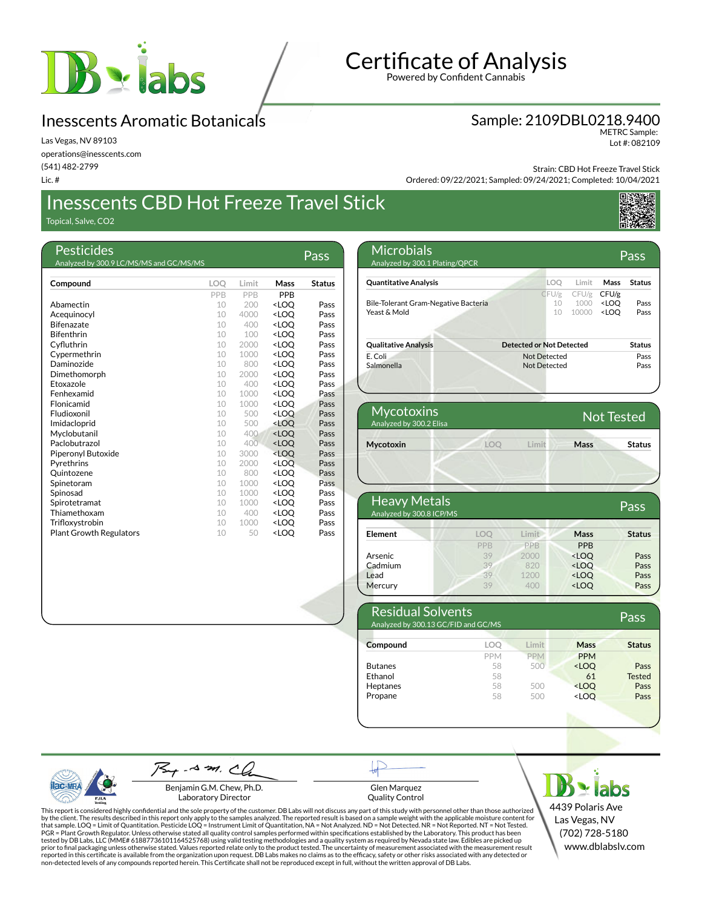# Certificate of Analysis

Powered by Confident Cannabis

## Inesscents Aromatic Botanicals

Las Vegas, NV 89103
operations@inesscents.com
(541) 482-2799
Lic. #

## Sample: 2109DBL0218.9400

METRC Sample:
Lot #: 082109

Strain: CBD Hot Freeze Travel Stick
Ordered: 09/22/2021; Sampled: 09/24/2021; Completed: 10/04/2021

# Inesscents CBD Hot Freeze Travel Stick

Topical, Salve, CO2

## Pesticides — Pass

Analyzed by 300.9 LC/MS/MS and GC/MS/MS

| Compound | LOQ | Limit | Mass | Status |
|---|---|---|---|---|
| | PPB | PPB | PPB | |
| Abamectin | 10 | 200 | <LOQ | Pass |
| Acequinocyl | 10 | 4000 | <LOQ | Pass |
| Bifenazate | 10 | 400 | <LOQ | Pass |
| Bifenthrin | 10 | 100 | <LOQ | Pass |
| Cyfluthrin | 10 | 2000 | <LOQ | Pass |
| Cypermethrin | 10 | 1000 | <LOQ | Pass |
| Daminozide | 10 | 800 | <LOQ | Pass |
| Dimethomorph | 10 | 2000 | <LOQ | Pass |
| Etoxazole | 10 | 400 | <LOQ | Pass |
| Fenhexamid | 10 | 1000 | <LOQ | Pass |
| Flonicamid | 10 | 1000 | <LOQ | Pass |
| Fludioxonil | 10 | 500 | <LOQ | Pass |
| Imidacloprid | 10 | 500 | <LOQ | Pass |
| Myclobutanil | 10 | 400 | <LOQ | Pass |
| Paclobutrazol | 10 | 400 | <LOQ | Pass |
| Piperonyl Butoxide | 10 | 3000 | <LOQ | Pass |
| Pyrethrins | 10 | 2000 | <LOQ | Pass |
| Quintozene | 10 | 800 | <LOQ | Pass |
| Spinetoram | 10 | 1000 | <LOQ | Pass |
| Spinosad | 10 | 1000 | <LOQ | Pass |
| Spirotetramat | 10 | 1000 | <LOQ | Pass |
| Thiamethoxam | 10 | 400 | <LOQ | Pass |
| Trifloxystrobin | 10 | 1000 | <LOQ | Pass |
| Plant Growth Regulators | 10 | 50 | <LOQ | Pass |

## Microbials — Pass

Analyzed by 300.1 Plating/QPCR

| Quantitative Analysis | LOQ | Limit | Mass | Status |
|---|---|---|---|---|
| | CFU/g | CFU/g | CFU/g | |
| Bile-Tolerant Gram-Negative Bacteria | 10 | 1000 | <LOQ | Pass |
| Yeast & Mold | 10 | 10000 | <LOQ | Pass |

| Qualitative Analysis | Detected or Not Detected | Status |
|---|---|---|
| E. Coli | Not Detected | Pass |
| Salmonella | Not Detected | Pass |

## Mycotoxins — Not Tested

Analyzed by 300.2 Elisa

| Mycotoxin | LOQ | Limit | Mass | Status |
|---|---|---|---|---|

## Heavy Metals — Pass

Analyzed by 300.8 ICP/MS

| Element | LOQ | Limit | Mass | Status |
|---|---|---|---|---|
| | PPB | PPB | PPB | |
| Arsenic | 39 | 2000 | <LOQ | Pass |
| Cadmium | 39 | 820 | <LOQ | Pass |
| Lead | 39 | 1200 | <LOQ | Pass |
| Mercury | 39 | 400 | <LOQ | Pass |

## Residual Solvents — Pass

Analyzed by 300.13 GC/FID and GC/MS

| Compound | LOQ | Limit | Mass | Status |
|---|---|---|---|---|
| | PPM | PPM | PPM | |
| Butanes | 58 | 500 | <LOQ | Pass |
| Ethanol | 58 | | 61 | Tested |
| Heptanes | 58 | 500 | <LOQ | Pass |
| Propane | 58 | 500 | <LOQ | Pass |

Benjamin G.M. Chew, Ph.D.
Laboratory Director

Glen Marquez
Quality Control

This report is considered highly confidential and the sole property of the customer. DB Labs will not discuss any part of this study with personnel other than those authorized by the client. The results described in this report only apply to the samples analyzed. The reported result is based on a sample weight with the applicable moisture content for that sample. LOQ = Limit of Quantitation. Pesticide LOQ = Instrument Limit of Quantitation, NA = Not Analyzed. ND = Not Detected. NR = Not Reported. NT = Not Tested. PGR = Plant Growth Regulator. Unless otherwise stated all quality control samples performed within specifications established by the Laboratory. This product has been tested by DB Labs, LLC (MME# 61887736101164525768) using valid testing methodologies and a quality system as required by Nevada state law. Edibles are picked up prior to final packaging unless otherwise stated. Values reported relate only to the product tested. The uncertainty of measurement associated with the measurement result reported in this certificate is available from the organization upon request. DB Labs makes no claims as to the efficacy, safety or other risks associated with any detected or non-detected levels of any compounds reported herein. This Certificate shall not be reproduced except in full, without the written approval of DB Labs.

4439 Polaris Ave
Las Vegas, NV
(702) 728-5180
www.dblabslv.com